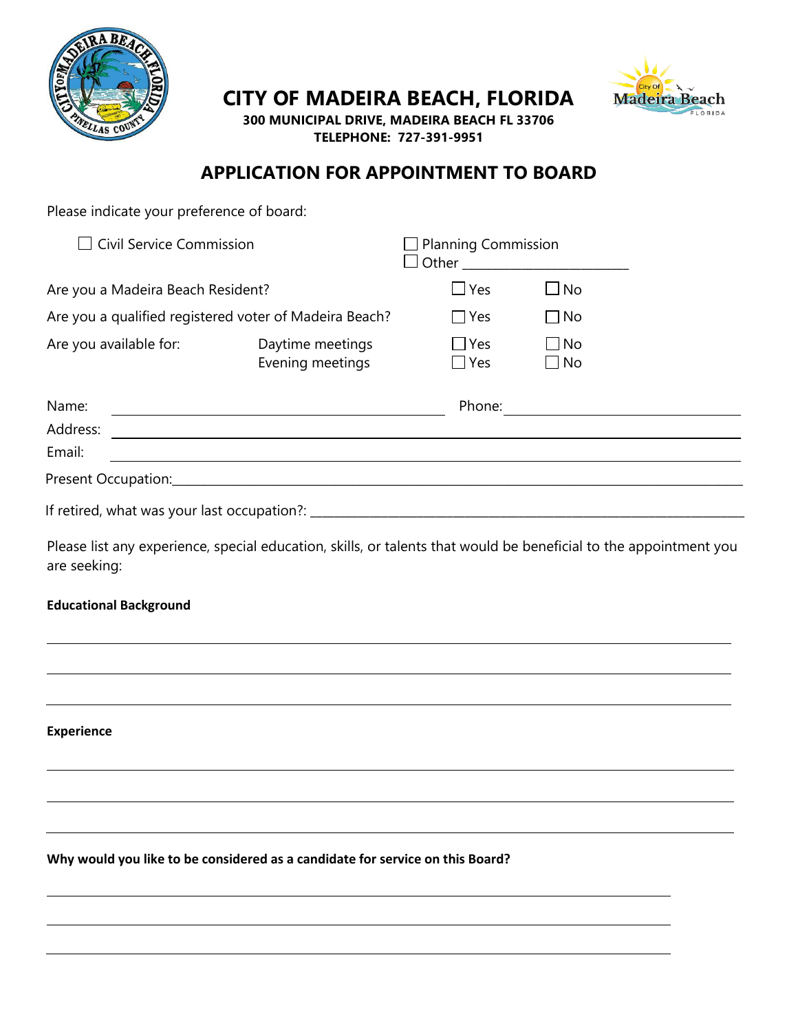# CITY OF MADEIRA BEACH, FLORIDA

**300 MUNICIPAL DRIVE, MADEIRA BEACH FL 33706**
**TELEPHONE: 727-391-9951**

## APPLICATION FOR APPOINTMENT TO BOARD

Please indicate your preference of board:

☐ Civil Service Commission ☐ Planning Commission
☐ Other ________________________

Are you a Madeira Beach Resident? ☐ Yes ☐ No

Are you a qualified registered voter of Madeira Beach? ☐ Yes ☐ No

Are you available for: Daytime meetings ☐ Yes ☐ No
Evening meetings ☐ Yes ☐ No

Name: ______________________________ Phone: ______________________

Address: ______________________________________________________

Email: ________________________________________________________

Present Occupation: _____________________________________________

If retired, what was your last occupation?: ______________________________

Please list any experience, special education, skills, or talents that would be beneficial to the appointment you are seeking:

**Educational Background**

______________________________________________________________

______________________________________________________________

______________________________________________________________

**Experience**

______________________________________________________________

______________________________________________________________

______________________________________________________________

**Why would you like to be considered as a candidate for service on this Board?**

______________________________________________________________

______________________________________________________________

______________________________________________________________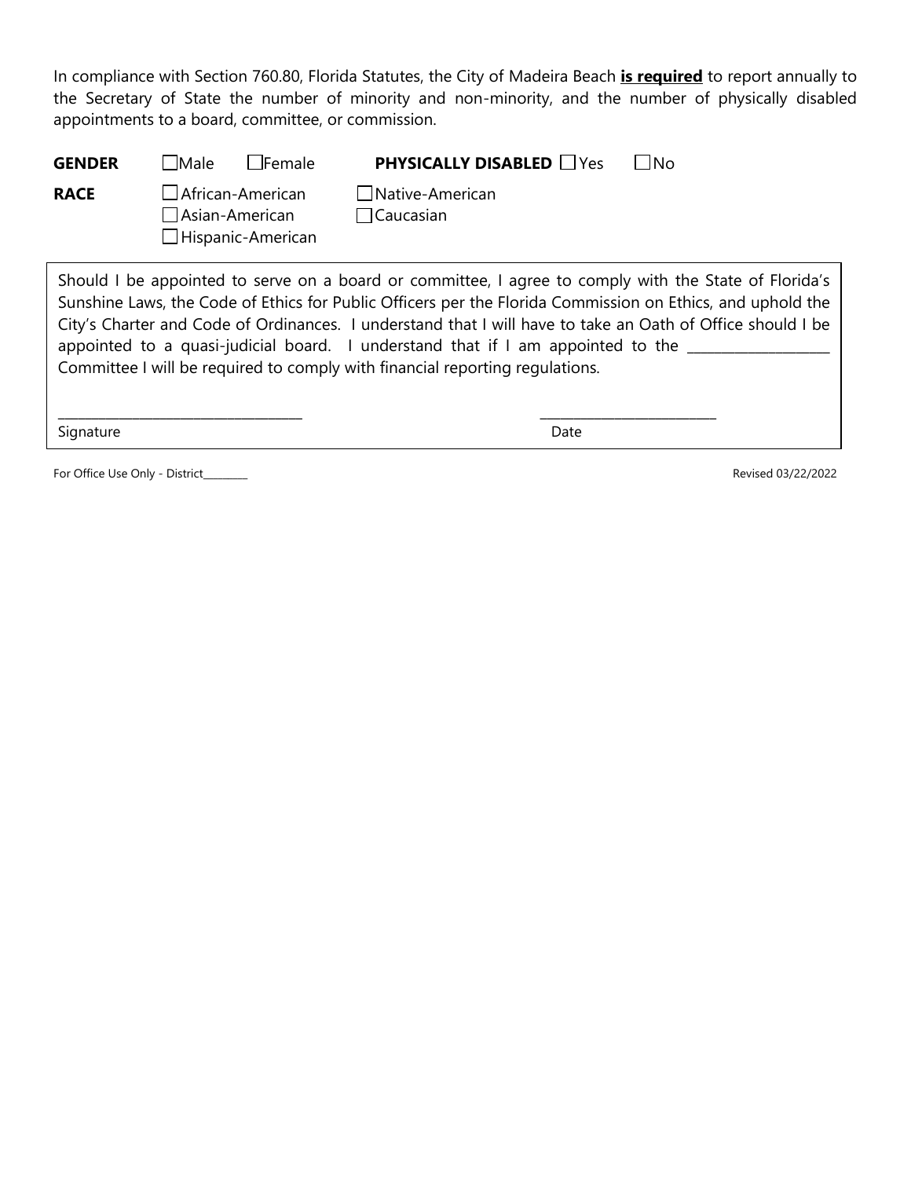In compliance with Section 760.80, Florida Statutes, the City of Madeira Beach **is required** to report annually to the Secretary of State the number of minority and non-minority, and the number of physically disabled appointments to a board, committee, or commission.

**GENDER** ☐ Male ☐ Female **PHYSICALLY DISABLED** ☐ Yes ☐ No

**RACE** ☐ African-American ☐ Native-American
☐ Asian-American ☐ Caucasian
☐ Hispanic-American

Should I be appointed to serve on a board or committee, I agree to comply with the State of Florida's Sunshine Laws, the Code of Ethics for Public Officers per the Florida Commission on Ethics, and uphold the City's Charter and Code of Ordinances. I understand that I will have to take an Oath of Office should I be appointed to a quasi-judicial board. I understand that if I am appointed to the ____________________ Committee I will be required to comply with financial reporting regulations.

_____________________________________ ___________________________

Signature Date

For Office Use Only - District________

Revised 03/22/2022